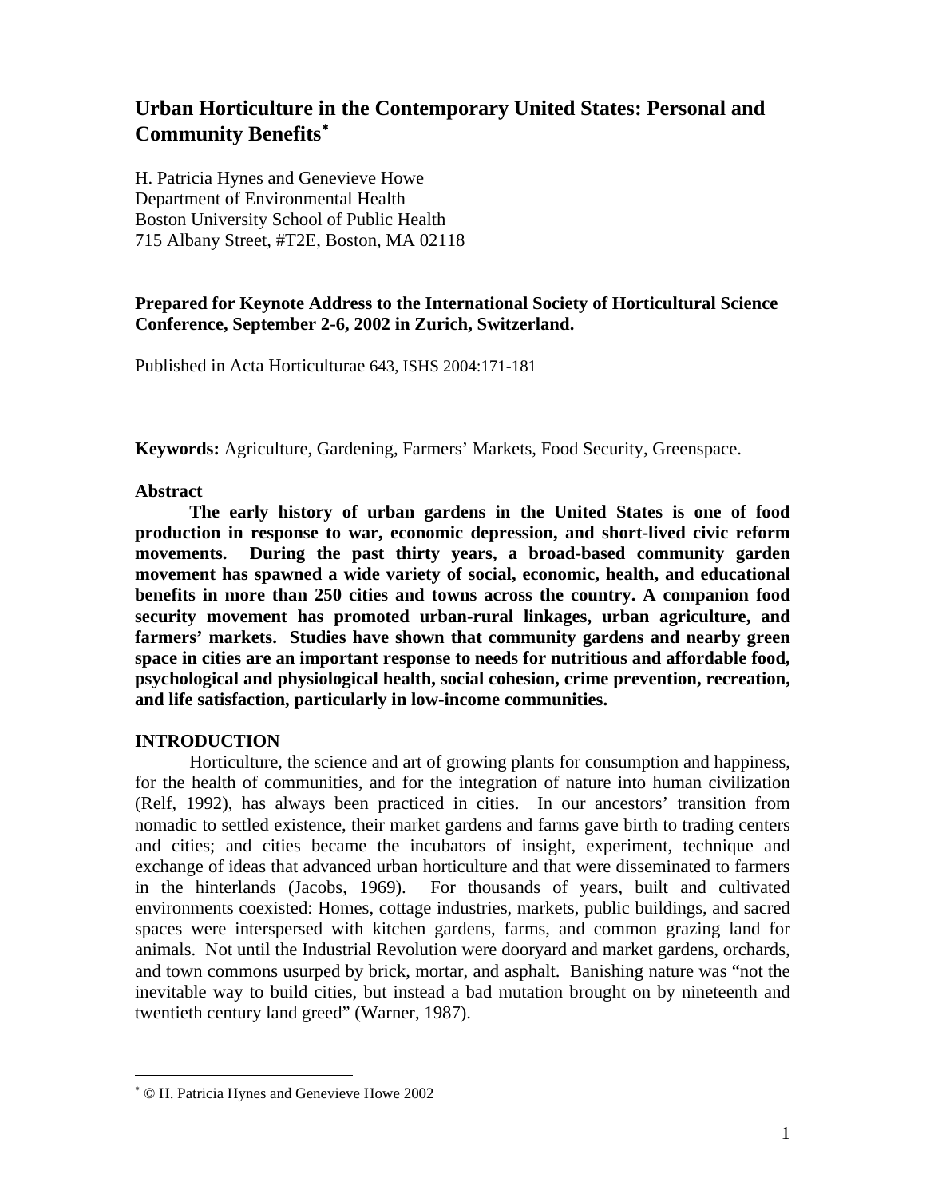# Urban Horticulture in the Contemporary United States: Personal and Community Benefits*

H. Patricia Hynes and Genevieve Howe
Department of Environmental Health
Boston University School of Public Health
715 Albany Street, #T2E, Boston, MA 02118

**Prepared for Keynote Address to the International Society of Horticultural Science Conference, September 2-6, 2002 in Zurich, Switzerland.**

Published in Acta Horticulturae 643, ISHS 2004:171-181

**Keywords:** Agriculture, Gardening, Farmers' Markets, Food Security, Greenspace.

## Abstract

**The early history of urban gardens in the United States is one of food production in response to war, economic depression, and short-lived civic reform movements. During the past thirty years, a broad-based community garden movement has spawned a wide variety of social, economic, health, and educational benefits in more than 250 cities and towns across the country. A companion food security movement has promoted urban-rural linkages, urban agriculture, and farmers' markets. Studies have shown that community gardens and nearby green space in cities are an important response to needs for nutritious and affordable food, psychological and physiological health, social cohesion, crime prevention, recreation, and life satisfaction, particularly in low-income communities.**

## INTRODUCTION

Horticulture, the science and art of growing plants for consumption and happiness, for the health of communities, and for the integration of nature into human civilization (Relf, 1992), has always been practiced in cities. In our ancestors' transition from nomadic to settled existence, their market gardens and farms gave birth to trading centers and cities; and cities became the incubators of insight, experiment, technique and exchange of ideas that advanced urban horticulture and that were disseminated to farmers in the hinterlands (Jacobs, 1969). For thousands of years, built and cultivated environments coexisted: Homes, cottage industries, markets, public buildings, and sacred spaces were interspersed with kitchen gardens, farms, and common grazing land for animals. Not until the Industrial Revolution were dooryard and market gardens, orchards, and town commons usurped by brick, mortar, and asphalt. Banishing nature was "not the inevitable way to build cities, but instead a bad mutation brought on by nineteenth and twentieth century land greed" (Warner, 1987).

---

* © H. Patricia Hynes and Genevieve Howe 2002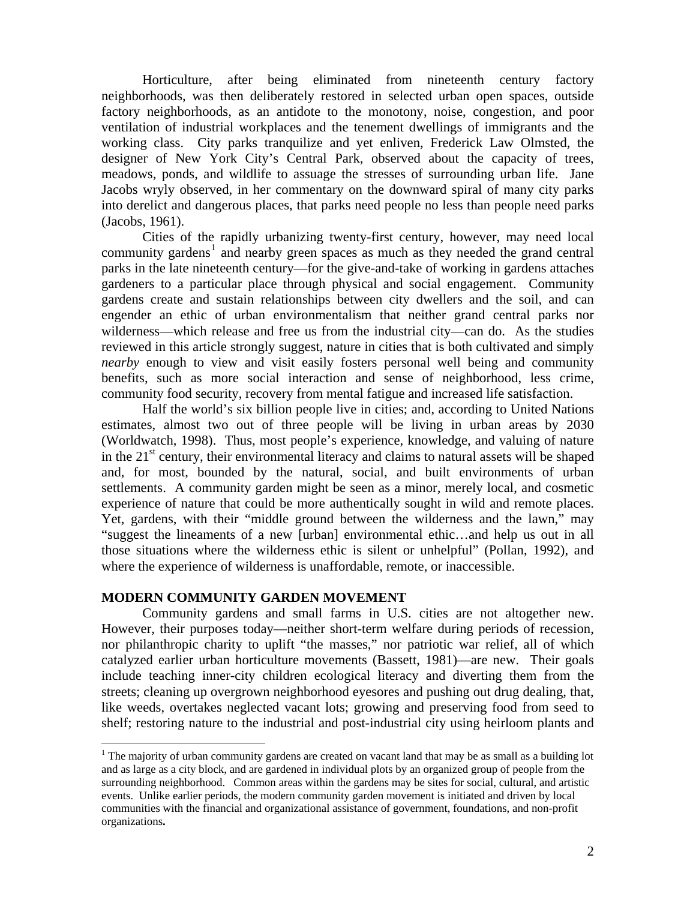Horticulture, after being eliminated from nineteenth century factory neighborhoods, was then deliberately restored in selected urban open spaces, outside factory neighborhoods, as an antidote to the monotony, noise, congestion, and poor ventilation of industrial workplaces and the tenement dwellings of immigrants and the working class. City parks tranquilize and yet enliven, Frederick Law Olmsted, the designer of New York City's Central Park, observed about the capacity of trees, meadows, ponds, and wildlife to assuage the stresses of surrounding urban life. Jane Jacobs wryly observed, in her commentary on the downward spiral of many city parks into derelict and dangerous places, that parks need people no less than people need parks (Jacobs, 1961).

Cities of the rapidly urbanizing twenty-first century, however, may need local community gardens[1] and nearby green spaces as much as they needed the grand central parks in the late nineteenth century—for the give-and-take of working in gardens attaches gardeners to a particular place through physical and social engagement. Community gardens create and sustain relationships between city dwellers and the soil, and can engender an ethic of urban environmentalism that neither grand central parks nor wilderness—which release and free us from the industrial city—can do. As the studies reviewed in this article strongly suggest, nature in cities that is both cultivated and simply *nearby* enough to view and visit easily fosters personal well being and community benefits, such as more social interaction and sense of neighborhood, less crime, community food security, recovery from mental fatigue and increased life satisfaction.

Half the world's six billion people live in cities; and, according to United Nations estimates, almost two out of three people will be living in urban areas by 2030 (Worldwatch, 1998). Thus, most people's experience, knowledge, and valuing of nature in the 21st century, their environmental literacy and claims to natural assets will be shaped and, for most, bounded by the natural, social, and built environments of urban settlements. A community garden might be seen as a minor, merely local, and cosmetic experience of nature that could be more authentically sought in wild and remote places. Yet, gardens, with their "middle ground between the wilderness and the lawn," may "suggest the lineaments of a new [urban] environmental ethic…and help us out in all those situations where the wilderness ethic is silent or unhelpful" (Pollan, 1992), and where the experience of wilderness is unaffordable, remote, or inaccessible.

## MODERN COMMUNITY GARDEN MOVEMENT

Community gardens and small farms in U.S. cities are not altogether new. However, their purposes today—neither short-term welfare during periods of recession, nor philanthropic charity to uplift "the masses," nor patriotic war relief, all of which catalyzed earlier urban horticulture movements (Bassett, 1981)—are new. Their goals include teaching inner-city children ecological literacy and diverting them from the streets; cleaning up overgrown neighborhood eyesores and pushing out drug dealing, that, like weeds, overtakes neglected vacant lots; growing and preserving food from seed to shelf; restoring nature to the industrial and post-industrial city using heirloom plants and

---

[1] The majority of urban community gardens are created on vacant land that may be as small as a building lot and as large as a city block, and are gardened in individual plots by an organized group of people from the surrounding neighborhood. Common areas within the gardens may be sites for social, cultural, and artistic events. Unlike earlier periods, the modern community garden movement is initiated and driven by local communities with the financial and organizational assistance of government, foundations, and non-profit organizations**.**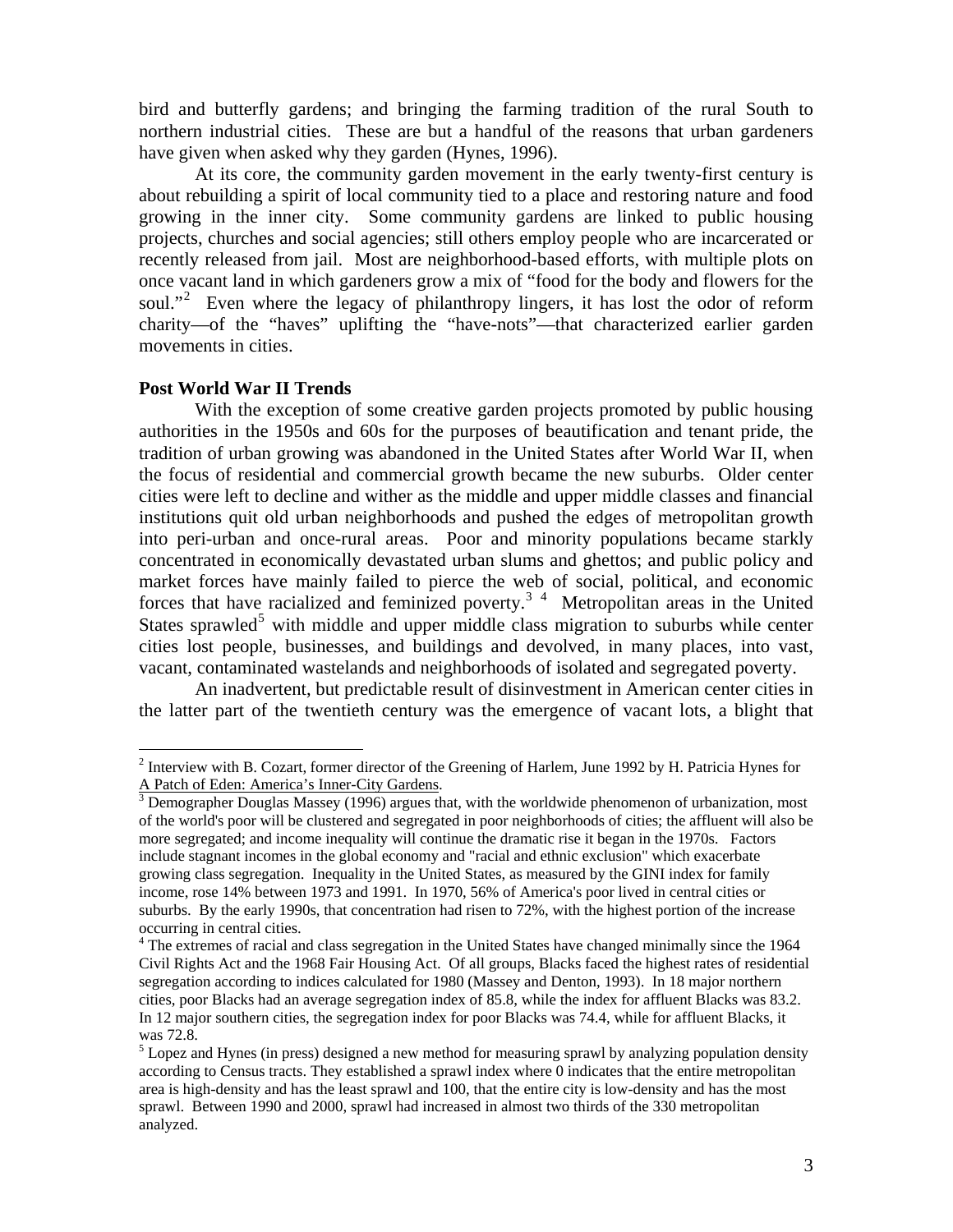bird and butterfly gardens; and bringing the farming tradition of the rural South to northern industrial cities. These are but a handful of the reasons that urban gardeners have given when asked why they garden (Hynes, 1996).

At its core, the community garden movement in the early twenty-first century is about rebuilding a spirit of local community tied to a place and restoring nature and food growing in the inner city. Some community gardens are linked to public housing projects, churches and social agencies; still others employ people who are incarcerated or recently released from jail. Most are neighborhood-based efforts, with multiple plots on once vacant land in which gardeners grow a mix of "food for the body and flowers for the soul."[2] Even where the legacy of philanthropy lingers, it has lost the odor of reform charity—of the "haves" uplifting the "have-nots"—that characterized earlier garden movements in cities.

**Post World War II Trends**

With the exception of some creative garden projects promoted by public housing authorities in the 1950s and 60s for the purposes of beautification and tenant pride, the tradition of urban growing was abandoned in the United States after World War II, when the focus of residential and commercial growth became the new suburbs. Older center cities were left to decline and wither as the middle and upper middle classes and financial institutions quit old urban neighborhoods and pushed the edges of metropolitan growth into peri-urban and once-rural areas. Poor and minority populations became starkly concentrated in economically devastated urban slums and ghettos; and public policy and market forces have mainly failed to pierce the web of social, political, and economic forces that have racialized and feminized poverty.[3] [4] Metropolitan areas in the United States sprawled[5] with middle and upper middle class migration to suburbs while center cities lost people, businesses, and buildings and devolved, in many places, into vast, vacant, contaminated wastelands and neighborhoods of isolated and segregated poverty.

An inadvertent, but predictable result of disinvestment in American center cities in the latter part of the twentieth century was the emergence of vacant lots, a blight that

---

[2] Interview with B. Cozart, former director of the Greening of Harlem, June 1992 by H. Patricia Hynes for A Patch of Eden: America's Inner-City Gardens.

[3] Demographer Douglas Massey (1996) argues that, with the worldwide phenomenon of urbanization, most of the world's poor will be clustered and segregated in poor neighborhoods of cities; the affluent will also be more segregated; and income inequality will continue the dramatic rise it began in the 1970s. Factors include stagnant incomes in the global economy and "racial and ethnic exclusion" which exacerbate growing class segregation. Inequality in the United States, as measured by the GINI index for family income, rose 14% between 1973 and 1991. In 1970, 56% of America's poor lived in central cities or suburbs. By the early 1990s, that concentration had risen to 72%, with the highest portion of the increase occurring in central cities.

[4] The extremes of racial and class segregation in the United States have changed minimally since the 1964 Civil Rights Act and the 1968 Fair Housing Act. Of all groups, Blacks faced the highest rates of residential segregation according to indices calculated for 1980 (Massey and Denton, 1993). In 18 major northern cities, poor Blacks had an average segregation index of 85.8, while the index for affluent Blacks was 83.2. In 12 major southern cities, the segregation index for poor Blacks was 74.4, while for affluent Blacks, it was 72.8.

[5] Lopez and Hynes (in press) designed a new method for measuring sprawl by analyzing population density according to Census tracts. They established a sprawl index where 0 indicates that the entire metropolitan area is high-density and has the least sprawl and 100, that the entire city is low-density and has the most sprawl. Between 1990 and 2000, sprawl had increased in almost two thirds of the 330 metropolitan analyzed.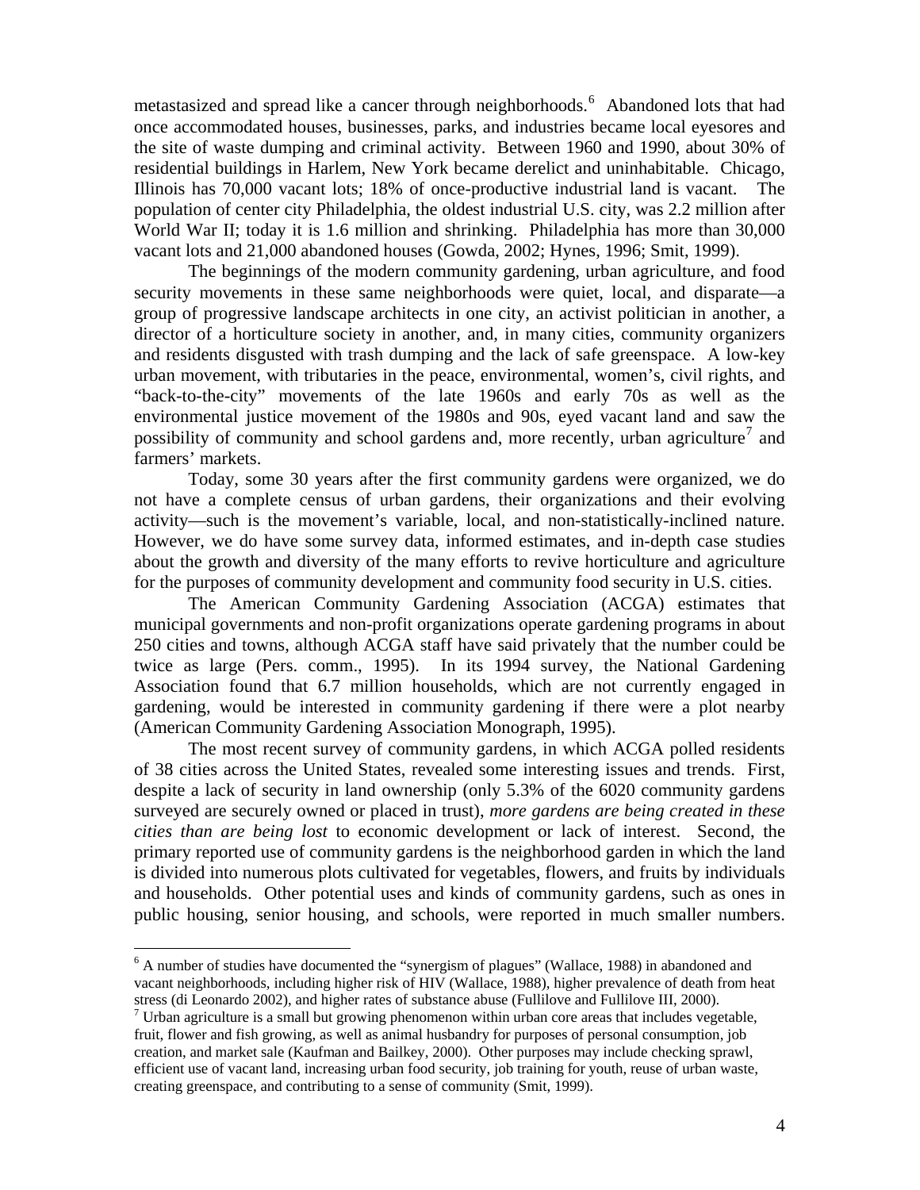metastasized and spread like a cancer through neighborhoods.[6] Abandoned lots that had once accommodated houses, businesses, parks, and industries became local eyesores and the site of waste dumping and criminal activity. Between 1960 and 1990, about 30% of residential buildings in Harlem, New York became derelict and uninhabitable. Chicago, Illinois has 70,000 vacant lots; 18% of once-productive industrial land is vacant. The population of center city Philadelphia, the oldest industrial U.S. city, was 2.2 million after World War II; today it is 1.6 million and shrinking. Philadelphia has more than 30,000 vacant lots and 21,000 abandoned houses (Gowda, 2002; Hynes, 1996; Smit, 1999).

The beginnings of the modern community gardening, urban agriculture, and food security movements in these same neighborhoods were quiet, local, and disparate—a group of progressive landscape architects in one city, an activist politician in another, a director of a horticulture society in another, and, in many cities, community organizers and residents disgusted with trash dumping and the lack of safe greenspace. A low-key urban movement, with tributaries in the peace, environmental, women's, civil rights, and "back-to-the-city" movements of the late 1960s and early 70s as well as the environmental justice movement of the 1980s and 90s, eyed vacant land and saw the possibility of community and school gardens and, more recently, urban agriculture[7] and farmers' markets.

Today, some 30 years after the first community gardens were organized, we do not have a complete census of urban gardens, their organizations and their evolving activity—such is the movement's variable, local, and non-statistically-inclined nature. However, we do have some survey data, informed estimates, and in-depth case studies about the growth and diversity of the many efforts to revive horticulture and agriculture for the purposes of community development and community food security in U.S. cities.

The American Community Gardening Association (ACGA) estimates that municipal governments and non-profit organizations operate gardening programs in about 250 cities and towns, although ACGA staff have said privately that the number could be twice as large (Pers. comm., 1995). In its 1994 survey, the National Gardening Association found that 6.7 million households, which are not currently engaged in gardening, would be interested in community gardening if there were a plot nearby (American Community Gardening Association Monograph, 1995).

The most recent survey of community gardens, in which ACGA polled residents of 38 cities across the United States, revealed some interesting issues and trends. First, despite a lack of security in land ownership (only 5.3% of the 6020 community gardens surveyed are securely owned or placed in trust), *more gardens are being created in these cities than are being lost* to economic development or lack of interest. Second, the primary reported use of community gardens is the neighborhood garden in which the land is divided into numerous plots cultivated for vegetables, flowers, and fruits by individuals and households. Other potential uses and kinds of community gardens, such as ones in public housing, senior housing, and schools, were reported in much smaller numbers.

---

[6] A number of studies have documented the "synergism of plagues" (Wallace, 1988) in abandoned and vacant neighborhoods, including higher risk of HIV (Wallace, 1988), higher prevalence of death from heat stress (di Leonardo 2002), and higher rates of substance abuse (Fullilove and Fullilove III, 2000).

[7] Urban agriculture is a small but growing phenomenon within urban core areas that includes vegetable, fruit, flower and fish growing, as well as animal husbandry for purposes of personal consumption, job creation, and market sale (Kaufman and Bailkey, 2000). Other purposes may include checking sprawl, efficient use of vacant land, increasing urban food security, job training for youth, reuse of urban waste, creating greenspace, and contributing to a sense of community (Smit, 1999).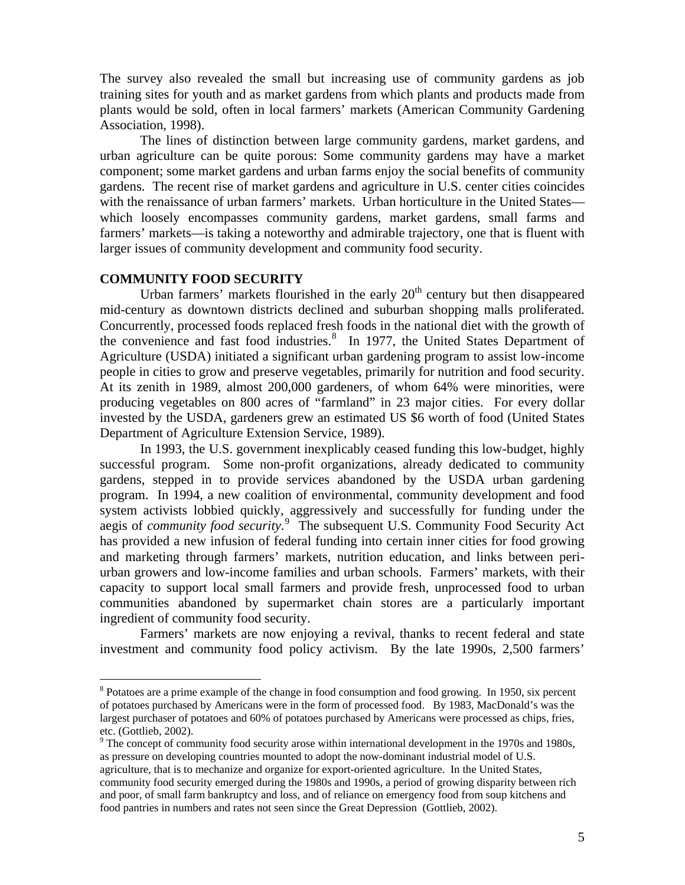The survey also revealed the small but increasing use of community gardens as job training sites for youth and as market gardens from which plants and products made from plants would be sold, often in local farmers' markets (American Community Gardening Association, 1998).

The lines of distinction between large community gardens, market gardens, and urban agriculture can be quite porous: Some community gardens may have a market component; some market gardens and urban farms enjoy the social benefits of community gardens. The recent rise of market gardens and agriculture in U.S. center cities coincides with the renaissance of urban farmers' markets. Urban horticulture in the United States—which loosely encompasses community gardens, market gardens, small farms and farmers' markets—is taking a noteworthy and admirable trajectory, one that is fluent with larger issues of community development and community food security.

## COMMUNITY FOOD SECURITY

Urban farmers' markets flourished in the early 20th century but then disappeared mid-century as downtown districts declined and suburban shopping malls proliferated. Concurrently, processed foods replaced fresh foods in the national diet with the growth of the convenience and fast food industries.[8] In 1977, the United States Department of Agriculture (USDA) initiated a significant urban gardening program to assist low-income people in cities to grow and preserve vegetables, primarily for nutrition and food security. At its zenith in 1989, almost 200,000 gardeners, of whom 64% were minorities, were producing vegetables on 800 acres of "farmland" in 23 major cities. For every dollar invested by the USDA, gardeners grew an estimated US $6 worth of food (United States Department of Agriculture Extension Service, 1989).

In 1993, the U.S. government inexplicably ceased funding this low-budget, highly successful program. Some non-profit organizations, already dedicated to community gardens, stepped in to provide services abandoned by the USDA urban gardening program. In 1994, a new coalition of environmental, community development and food system activists lobbied quickly, aggressively and successfully for funding under the aegis of *community food security*.[9] The subsequent U.S. Community Food Security Act has provided a new infusion of federal funding into certain inner cities for food growing and marketing through farmers' markets, nutrition education, and links between peri-urban growers and low-income families and urban schools. Farmers' markets, with their capacity to support local small farmers and provide fresh, unprocessed food to urban communities abandoned by supermarket chain stores are a particularly important ingredient of community food security.

Farmers' markets are now enjoying a revival, thanks to recent federal and state investment and community food policy activism. By the late 1990s, 2,500 farmers'

---

[8] Potatoes are a prime example of the change in food consumption and food growing. In 1950, six percent of potatoes purchased by Americans were in the form of processed food. By 1983, MacDonald's was the largest purchaser of potatoes and 60% of potatoes purchased by Americans were processed as chips, fries, etc. (Gottlieb, 2002).

[9] The concept of community food security arose within international development in the 1970s and 1980s, as pressure on developing countries mounted to adopt the now-dominant industrial model of U.S. agriculture, that is to mechanize and organize for export-oriented agriculture. In the United States, community food security emerged during the 1980s and 1990s, a period of growing disparity between rich and poor, of small farm bankruptcy and loss, and of reliance on emergency food from soup kitchens and food pantries in numbers and rates not seen since the Great Depression (Gottlieb, 2002).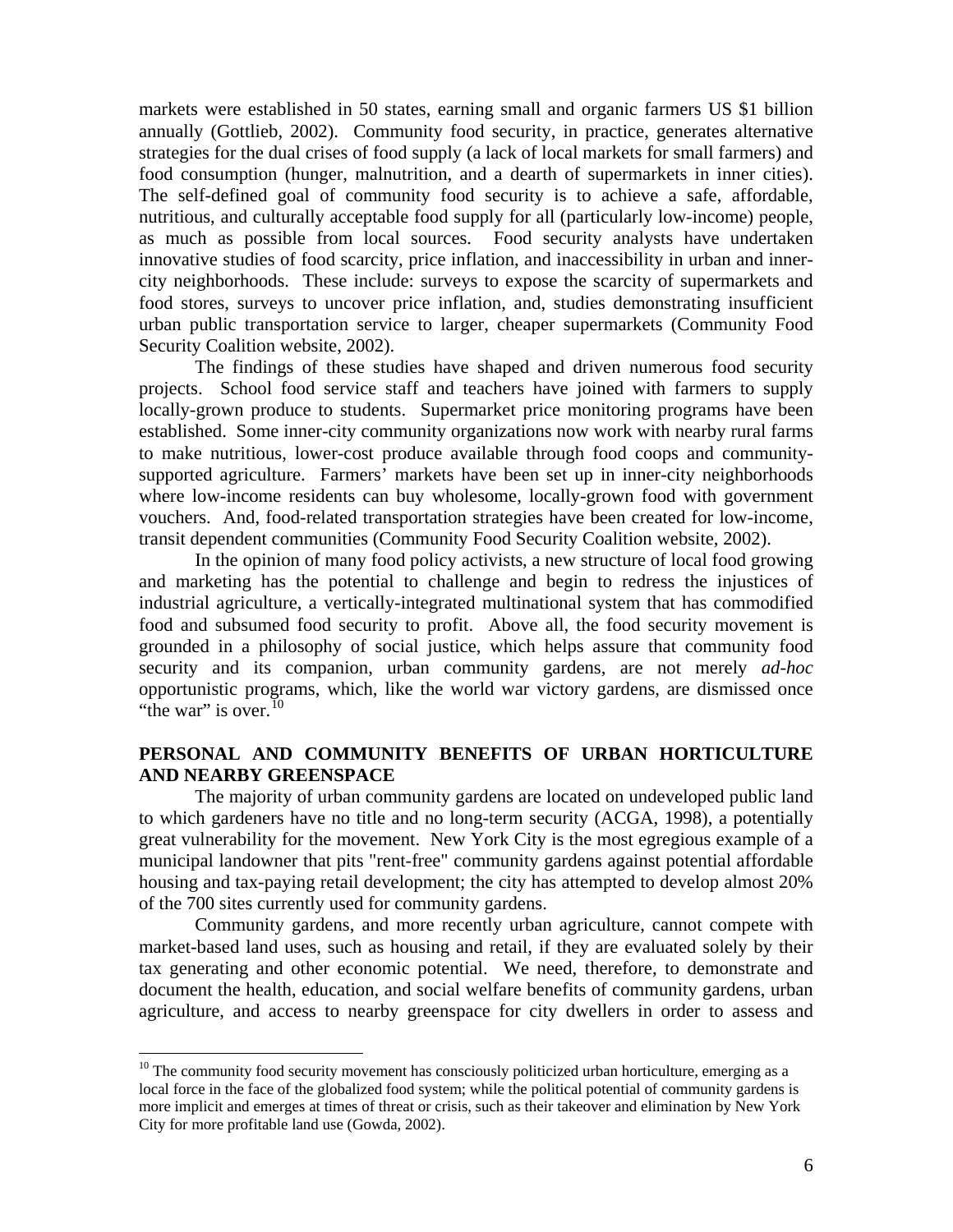markets were established in 50 states, earning small and organic farmers US $1 billion annually (Gottlieb, 2002). Community food security, in practice, generates alternative strategies for the dual crises of food supply (a lack of local markets for small farmers) and food consumption (hunger, malnutrition, and a dearth of supermarkets in inner cities). The self-defined goal of community food security is to achieve a safe, affordable, nutritious, and culturally acceptable food supply for all (particularly low-income) people, as much as possible from local sources. Food security analysts have undertaken innovative studies of food scarcity, price inflation, and inaccessibility in urban and inner-city neighborhoods. These include: surveys to expose the scarcity of supermarkets and food stores, surveys to uncover price inflation, and, studies demonstrating insufficient urban public transportation service to larger, cheaper supermarkets (Community Food Security Coalition website, 2002).

The findings of these studies have shaped and driven numerous food security projects. School food service staff and teachers have joined with farmers to supply locally-grown produce to students. Supermarket price monitoring programs have been established. Some inner-city community organizations now work with nearby rural farms to make nutritious, lower-cost produce available through food coops and community-supported agriculture. Farmers' markets have been set up in inner-city neighborhoods where low-income residents can buy wholesome, locally-grown food with government vouchers. And, food-related transportation strategies have been created for low-income, transit dependent communities (Community Food Security Coalition website, 2002).

In the opinion of many food policy activists, a new structure of local food growing and marketing has the potential to challenge and begin to redress the injustices of industrial agriculture, a vertically-integrated multinational system that has commodified food and subsumed food security to profit. Above all, the food security movement is grounded in a philosophy of social justice, which helps assure that community food security and its companion, urban community gardens, are not merely *ad-hoc* opportunistic programs, which, like the world war victory gardens, are dismissed once "the war" is over.[10]

## PERSONAL AND COMMUNITY BENEFITS OF URBAN HORTICULTURE AND NEARBY GREENSPACE

The majority of urban community gardens are located on undeveloped public land to which gardeners have no title and no long-term security (ACGA, 1998), a potentially great vulnerability for the movement. New York City is the most egregious example of a municipal landowner that pits "rent-free" community gardens against potential affordable housing and tax-paying retail development; the city has attempted to develop almost 20% of the 700 sites currently used for community gardens.

Community gardens, and more recently urban agriculture, cannot compete with market-based land uses, such as housing and retail, if they are evaluated solely by their tax generating and other economic potential. We need, therefore, to demonstrate and document the health, education, and social welfare benefits of community gardens, urban agriculture, and access to nearby greenspace for city dwellers in order to assess and

[10] The community food security movement has consciously politicized urban horticulture, emerging as a local force in the face of the globalized food system; while the political potential of community gardens is more implicit and emerges at times of threat or crisis, such as their takeover and elimination by New York City for more profitable land use (Gowda, 2002).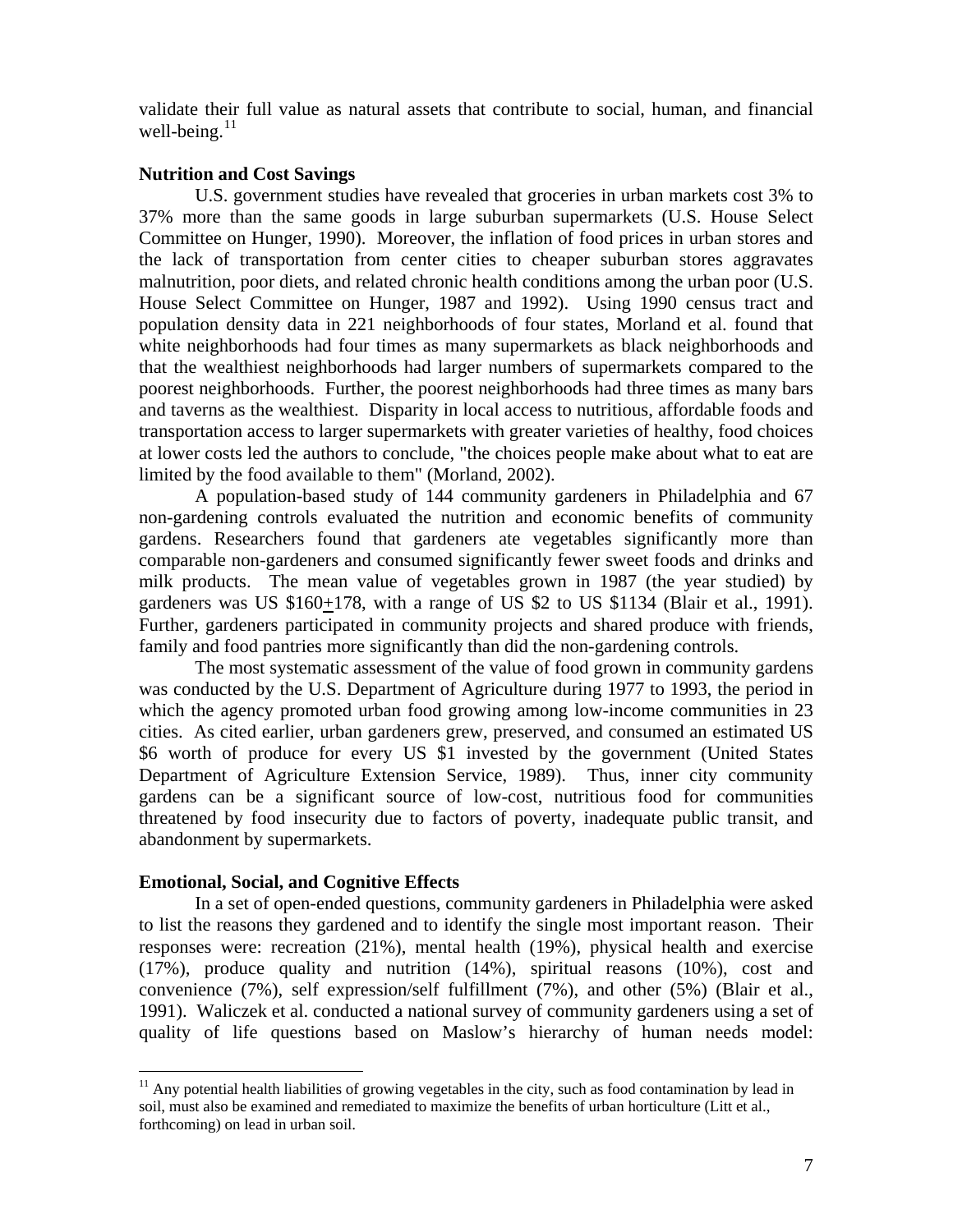validate their full value as natural assets that contribute to social, human, and financial well-being.[11]

**Nutrition and Cost Savings**

U.S. government studies have revealed that groceries in urban markets cost 3% to 37% more than the same goods in large suburban supermarkets (U.S. House Select Committee on Hunger, 1990). Moreover, the inflation of food prices in urban stores and the lack of transportation from center cities to cheaper suburban stores aggravates malnutrition, poor diets, and related chronic health conditions among the urban poor (U.S. House Select Committee on Hunger, 1987 and 1992). Using 1990 census tract and population density data in 221 neighborhoods of four states, Morland et al. found that white neighborhoods had four times as many supermarkets as black neighborhoods and that the wealthiest neighborhoods had larger numbers of supermarkets compared to the poorest neighborhoods. Further, the poorest neighborhoods had three times as many bars and taverns as the wealthiest. Disparity in local access to nutritious, affordable foods and transportation access to larger supermarkets with greater varieties of healthy, food choices at lower costs led the authors to conclude, "the choices people make about what to eat are limited by the food available to them" (Morland, 2002).

A population-based study of 144 community gardeners in Philadelphia and 67 non-gardening controls evaluated the nutrition and economic benefits of community gardens. Researchers found that gardeners ate vegetables significantly more than comparable non-gardeners and consumed significantly fewer sweet foods and drinks and milk products. The mean value of vegetables grown in 1987 (the year studied) by gardeners was US $160±178, with a range of US $2 to US $1134 (Blair et al., 1991). Further, gardeners participated in community projects and shared produce with friends, family and food pantries more significantly than did the non-gardening controls.

The most systematic assessment of the value of food grown in community gardens was conducted by the U.S. Department of Agriculture during 1977 to 1993, the period in which the agency promoted urban food growing among low-income communities in 23 cities. As cited earlier, urban gardeners grew, preserved, and consumed an estimated US $6 worth of produce for every US $1 invested by the government (United States Department of Agriculture Extension Service, 1989). Thus, inner city community gardens can be a significant source of low-cost, nutritious food for communities threatened by food insecurity due to factors of poverty, inadequate public transit, and abandonment by supermarkets.

**Emotional, Social, and Cognitive Effects**

In a set of open-ended questions, community gardeners in Philadelphia were asked to list the reasons they gardened and to identify the single most important reason. Their responses were: recreation (21%), mental health (19%), physical health and exercise (17%), produce quality and nutrition (14%), spiritual reasons (10%), cost and convenience (7%), self expression/self fulfillment (7%), and other (5%) (Blair et al., 1991). Waliczek et al. conducted a national survey of community gardeners using a set of quality of life questions based on Maslow's hierarchy of human needs model:

---

[11] Any potential health liabilities of growing vegetables in the city, such as food contamination by lead in soil, must also be examined and remediated to maximize the benefits of urban horticulture (Litt et al., forthcoming) on lead in urban soil.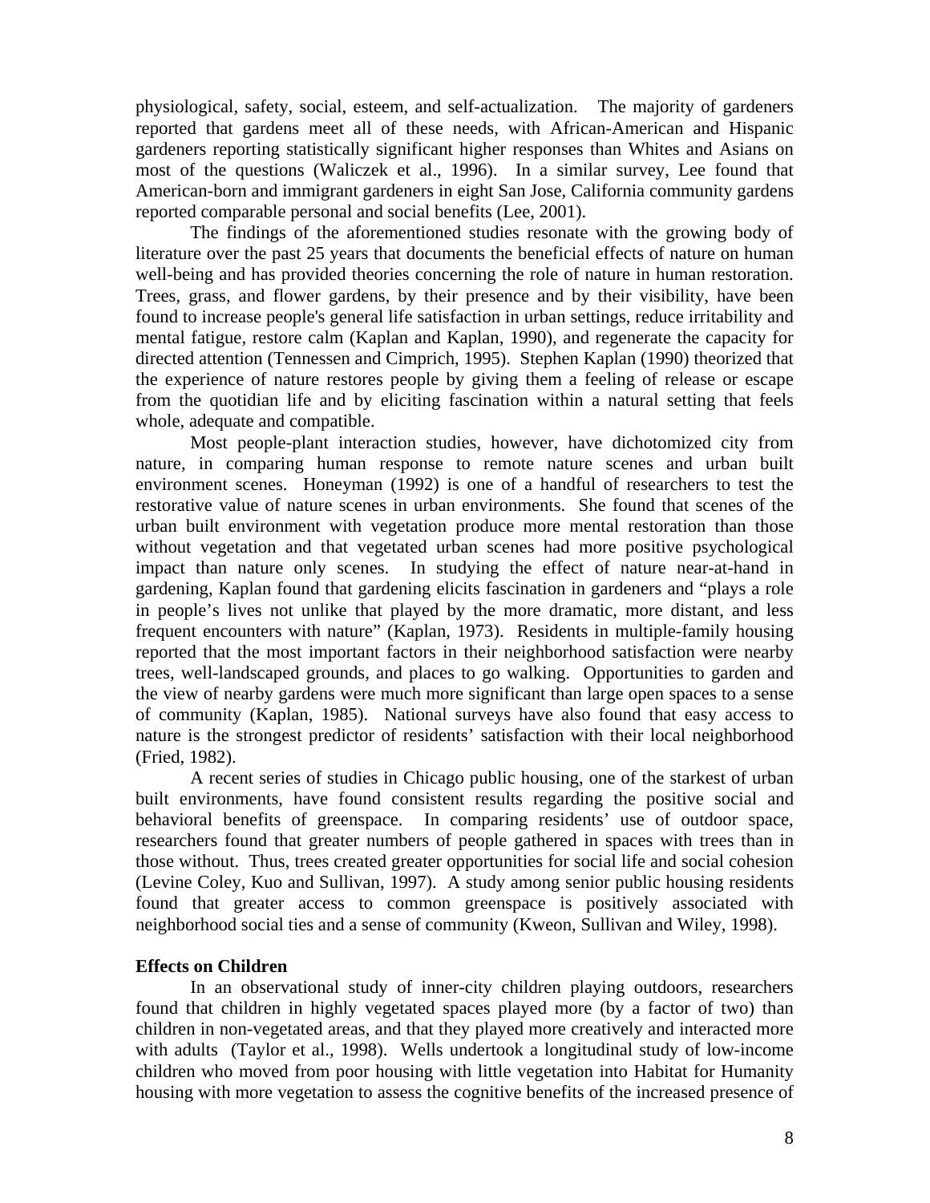physiological, safety, social, esteem, and self-actualization. The majority of gardeners reported that gardens meet all of these needs, with African-American and Hispanic gardeners reporting statistically significant higher responses than Whites and Asians on most of the questions (Waliczek et al., 1996). In a similar survey, Lee found that American-born and immigrant gardeners in eight San Jose, California community gardens reported comparable personal and social benefits (Lee, 2001).

The findings of the aforementioned studies resonate with the growing body of literature over the past 25 years that documents the beneficial effects of nature on human well-being and has provided theories concerning the role of nature in human restoration. Trees, grass, and flower gardens, by their presence and by their visibility, have been found to increase people's general life satisfaction in urban settings, reduce irritability and mental fatigue, restore calm (Kaplan and Kaplan, 1990), and regenerate the capacity for directed attention (Tennessen and Cimprich, 1995). Stephen Kaplan (1990) theorized that the experience of nature restores people by giving them a feeling of release or escape from the quotidian life and by eliciting fascination within a natural setting that feels whole, adequate and compatible.

Most people-plant interaction studies, however, have dichotomized city from nature, in comparing human response to remote nature scenes and urban built environment scenes. Honeyman (1992) is one of a handful of researchers to test the restorative value of nature scenes in urban environments. She found that scenes of the urban built environment with vegetation produce more mental restoration than those without vegetation and that vegetated urban scenes had more positive psychological impact than nature only scenes. In studying the effect of nature near-at-hand in gardening, Kaplan found that gardening elicits fascination in gardeners and "plays a role in people's lives not unlike that played by the more dramatic, more distant, and less frequent encounters with nature" (Kaplan, 1973). Residents in multiple-family housing reported that the most important factors in their neighborhood satisfaction were nearby trees, well-landscaped grounds, and places to go walking. Opportunities to garden and the view of nearby gardens were much more significant than large open spaces to a sense of community (Kaplan, 1985). National surveys have also found that easy access to nature is the strongest predictor of residents' satisfaction with their local neighborhood (Fried, 1982).

A recent series of studies in Chicago public housing, one of the starkest of urban built environments, have found consistent results regarding the positive social and behavioral benefits of greenspace. In comparing residents' use of outdoor space, researchers found that greater numbers of people gathered in spaces with trees than in those without. Thus, trees created greater opportunities for social life and social cohesion (Levine Coley, Kuo and Sullivan, 1997). A study among senior public housing residents found that greater access to common greenspace is positively associated with neighborhood social ties and a sense of community (Kweon, Sullivan and Wiley, 1998).

**Effects on Children**

In an observational study of inner-city children playing outdoors, researchers found that children in highly vegetated spaces played more (by a factor of two) than children in non-vegetated areas, and that they played more creatively and interacted more with adults (Taylor et al., 1998). Wells undertook a longitudinal study of low-income children who moved from poor housing with little vegetation into Habitat for Humanity housing with more vegetation to assess the cognitive benefits of the increased presence of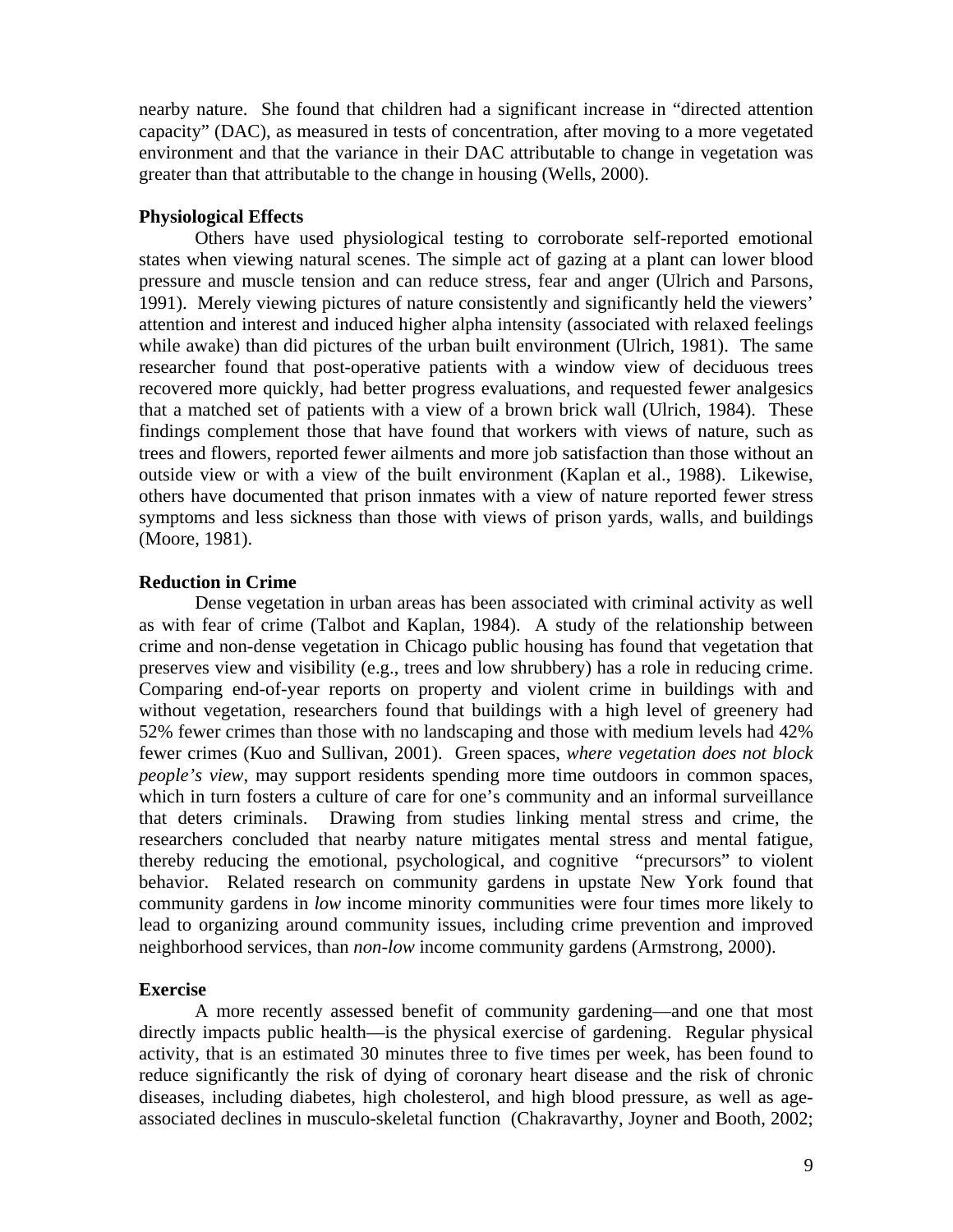nearby nature. She found that children had a significant increase in "directed attention capacity" (DAC), as measured in tests of concentration, after moving to a more vegetated environment and that the variance in their DAC attributable to change in vegetation was greater than that attributable to the change in housing (Wells, 2000).

**Physiological Effects**

Others have used physiological testing to corroborate self-reported emotional states when viewing natural scenes. The simple act of gazing at a plant can lower blood pressure and muscle tension and can reduce stress, fear and anger (Ulrich and Parsons, 1991). Merely viewing pictures of nature consistently and significantly held the viewers' attention and interest and induced higher alpha intensity (associated with relaxed feelings while awake) than did pictures of the urban built environment (Ulrich, 1981). The same researcher found that post-operative patients with a window view of deciduous trees recovered more quickly, had better progress evaluations, and requested fewer analgesics that a matched set of patients with a view of a brown brick wall (Ulrich, 1984). These findings complement those that have found that workers with views of nature, such as trees and flowers, reported fewer ailments and more job satisfaction than those without an outside view or with a view of the built environment (Kaplan et al., 1988). Likewise, others have documented that prison inmates with a view of nature reported fewer stress symptoms and less sickness than those with views of prison yards, walls, and buildings (Moore, 1981).

**Reduction in Crime**

Dense vegetation in urban areas has been associated with criminal activity as well as with fear of crime (Talbot and Kaplan, 1984). A study of the relationship between crime and non-dense vegetation in Chicago public housing has found that vegetation that preserves view and visibility (e.g., trees and low shrubbery) has a role in reducing crime. Comparing end-of-year reports on property and violent crime in buildings with and without vegetation, researchers found that buildings with a high level of greenery had 52% fewer crimes than those with no landscaping and those with medium levels had 42% fewer crimes (Kuo and Sullivan, 2001). Green spaces, *where vegetation does not block people's view*, may support residents spending more time outdoors in common spaces, which in turn fosters a culture of care for one's community and an informal surveillance that deters criminals. Drawing from studies linking mental stress and crime, the researchers concluded that nearby nature mitigates mental stress and mental fatigue, thereby reducing the emotional, psychological, and cognitive "precursors" to violent behavior. Related research on community gardens in upstate New York found that community gardens in *low* income minority communities were four times more likely to lead to organizing around community issues, including crime prevention and improved neighborhood services, than *non-low* income community gardens (Armstrong, 2000).

**Exercise**

A more recently assessed benefit of community gardening—and one that most directly impacts public health—is the physical exercise of gardening. Regular physical activity, that is an estimated 30 minutes three to five times per week, has been found to reduce significantly the risk of dying of coronary heart disease and the risk of chronic diseases, including diabetes, high cholesterol, and high blood pressure, as well as age-associated declines in musculo-skeletal function (Chakravarthy, Joyner and Booth, 2002;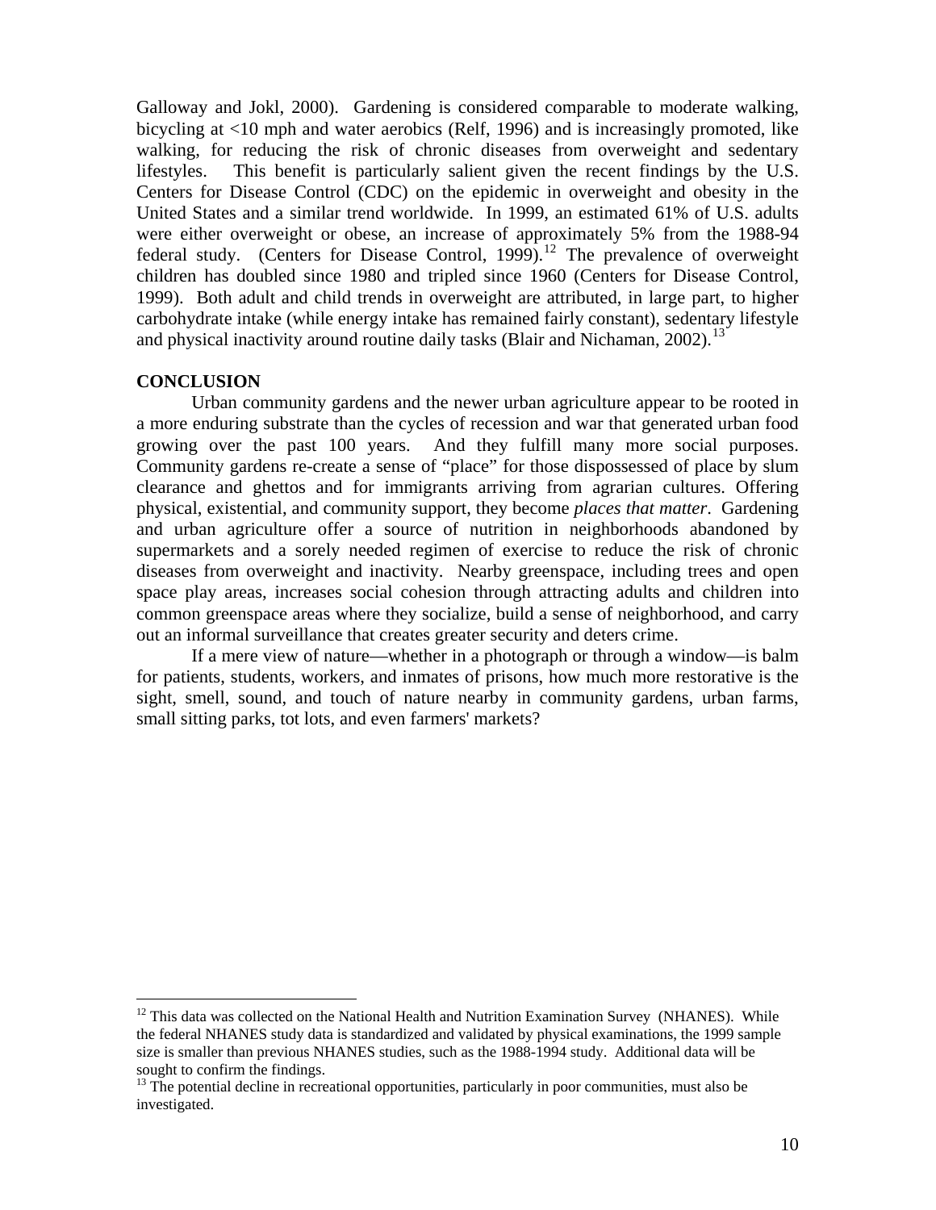Galloway and Jokl, 2000). Gardening is considered comparable to moderate walking, bicycling at <10 mph and water aerobics (Relf, 1996) and is increasingly promoted, like walking, for reducing the risk of chronic diseases from overweight and sedentary lifestyles. This benefit is particularly salient given the recent findings by the U.S. Centers for Disease Control (CDC) on the epidemic in overweight and obesity in the United States and a similar trend worldwide. In 1999, an estimated 61% of U.S. adults were either overweight or obese, an increase of approximately 5% from the 1988-94 federal study. (Centers for Disease Control, 1999).[12] The prevalence of overweight children has doubled since 1980 and tripled since 1960 (Centers for Disease Control, 1999). Both adult and child trends in overweight are attributed, in large part, to higher carbohydrate intake (while energy intake has remained fairly constant), sedentary lifestyle and physical inactivity around routine daily tasks (Blair and Nichaman, 2002).[13]

**CONCLUSION**

Urban community gardens and the newer urban agriculture appear to be rooted in a more enduring substrate than the cycles of recession and war that generated urban food growing over the past 100 years. And they fulfill many more social purposes. Community gardens re-create a sense of "place" for those dispossessed of place by slum clearance and ghettos and for immigrants arriving from agrarian cultures. Offering physical, existential, and community support, they become *places that matter*. Gardening and urban agriculture offer a source of nutrition in neighborhoods abandoned by supermarkets and a sorely needed regimen of exercise to reduce the risk of chronic diseases from overweight and inactivity. Nearby greenspace, including trees and open space play areas, increases social cohesion through attracting adults and children into common greenspace areas where they socialize, build a sense of neighborhood, and carry out an informal surveillance that creates greater security and deters crime.

If a mere view of nature—whether in a photograph or through a window—is balm for patients, students, workers, and inmates of prisons, how much more restorative is the sight, smell, sound, and touch of nature nearby in community gardens, urban farms, small sitting parks, tot lots, and even farmers' markets?

---

[12] This data was collected on the National Health and Nutrition Examination Survey (NHANES). While the federal NHANES study data is standardized and validated by physical examinations, the 1999 sample size is smaller than previous NHANES studies, such as the 1988-1994 study. Additional data will be sought to confirm the findings.

[13] The potential decline in recreational opportunities, particularly in poor communities, must also be investigated.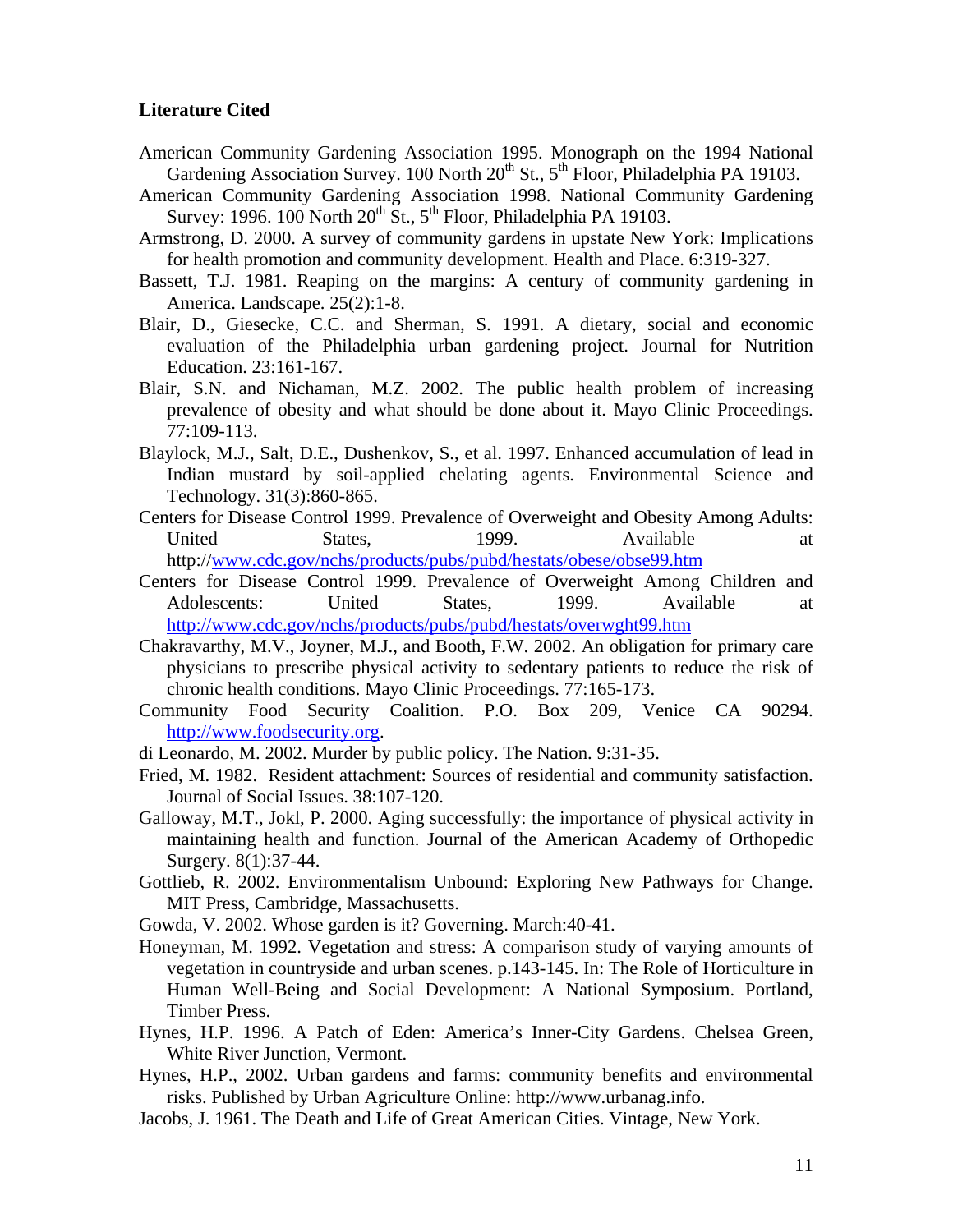## Literature Cited

American Community Gardening Association 1995. Monograph on the 1994 National Gardening Association Survey. 100 North 20th St., 5th Floor, Philadelphia PA 19103.

American Community Gardening Association 1998. National Community Gardening Survey: 1996. 100 North 20th St., 5th Floor, Philadelphia PA 19103.

Armstrong, D. 2000. A survey of community gardens in upstate New York: Implications for health promotion and community development. Health and Place. 6:319-327.

Bassett, T.J. 1981. Reaping on the margins: A century of community gardening in America. Landscape. 25(2):1-8.

Blair, D., Giesecke, C.C. and Sherman, S. 1991. A dietary, social and economic evaluation of the Philadelphia urban gardening project. Journal for Nutrition Education. 23:161-167.

Blair, S.N. and Nichaman, M.Z. 2002. The public health problem of increasing prevalence of obesity and what should be done about it. Mayo Clinic Proceedings. 77:109-113.

Blaylock, M.J., Salt, D.E., Dushenkov, S., et al. 1997. Enhanced accumulation of lead in Indian mustard by soil-applied chelating agents. Environmental Science and Technology. 31(3):860-865.

Centers for Disease Control 1999. Prevalence of Overweight and Obesity Among Adults: United States, 1999. Available at http://www.cdc.gov/nchs/products/pubs/pubd/hestats/obese/obse99.htm

Centers for Disease Control 1999. Prevalence of Overweight Among Children and Adolescents: United States, 1999. Available at http://www.cdc.gov/nchs/products/pubs/pubd/hestats/overwght99.htm

Chakravarthy, M.V., Joyner, M.J., and Booth, F.W. 2002. An obligation for primary care physicians to prescribe physical activity to sedentary patients to reduce the risk of chronic health conditions. Mayo Clinic Proceedings. 77:165-173.

Community Food Security Coalition. P.O. Box 209, Venice CA 90294. http://www.foodsecurity.org.

di Leonardo, M. 2002. Murder by public policy. The Nation. 9:31-35.

Fried, M. 1982. Resident attachment: Sources of residential and community satisfaction. Journal of Social Issues. 38:107-120.

Galloway, M.T., Jokl, P. 2000. Aging successfully: the importance of physical activity in maintaining health and function. Journal of the American Academy of Orthopedic Surgery. 8(1):37-44.

Gottlieb, R. 2002. Environmentalism Unbound: Exploring New Pathways for Change. MIT Press, Cambridge, Massachusetts.

Gowda, V. 2002. Whose garden is it? Governing. March:40-41.

Honeyman, M. 1992. Vegetation and stress: A comparison study of varying amounts of vegetation in countryside and urban scenes. p.143-145. In: The Role of Horticulture in Human Well-Being and Social Development: A National Symposium. Portland, Timber Press.

Hynes, H.P. 1996. A Patch of Eden: America's Inner-City Gardens. Chelsea Green, White River Junction, Vermont.

Hynes, H.P., 2002. Urban gardens and farms: community benefits and environmental risks. Published by Urban Agriculture Online: http://www.urbanag.info.

Jacobs, J. 1961. The Death and Life of Great American Cities. Vintage, New York.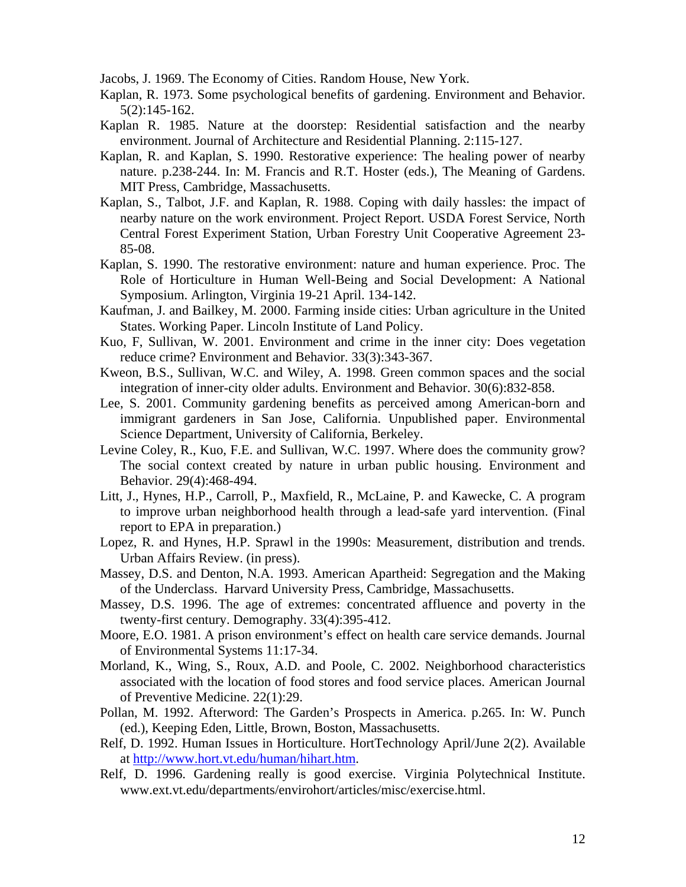Jacobs, J. 1969. The Economy of Cities. Random House, New York.

Kaplan, R. 1973. Some psychological benefits of gardening. Environment and Behavior. 5(2):145-162.

Kaplan R. 1985. Nature at the doorstep: Residential satisfaction and the nearby environment. Journal of Architecture and Residential Planning. 2:115-127.

Kaplan, R. and Kaplan, S. 1990. Restorative experience: The healing power of nearby nature. p.238-244. In: M. Francis and R.T. Hoster (eds.), The Meaning of Gardens. MIT Press, Cambridge, Massachusetts.

Kaplan, S., Talbot, J.F. and Kaplan, R. 1988. Coping with daily hassles: the impact of nearby nature on the work environment. Project Report. USDA Forest Service, North Central Forest Experiment Station, Urban Forestry Unit Cooperative Agreement 23-85-08.

Kaplan, S. 1990. The restorative environment: nature and human experience. Proc. The Role of Horticulture in Human Well-Being and Social Development: A National Symposium. Arlington, Virginia 19-21 April. 134-142.

Kaufman, J. and Bailkey, M. 2000. Farming inside cities: Urban agriculture in the United States. Working Paper. Lincoln Institute of Land Policy.

Kuo, F, Sullivan, W. 2001. Environment and crime in the inner city: Does vegetation reduce crime? Environment and Behavior. 33(3):343-367.

Kweon, B.S., Sullivan, W.C. and Wiley, A. 1998. Green common spaces and the social integration of inner-city older adults. Environment and Behavior. 30(6):832-858.

Lee, S. 2001. Community gardening benefits as perceived among American-born and immigrant gardeners in San Jose, California. Unpublished paper. Environmental Science Department, University of California, Berkeley.

Levine Coley, R., Kuo, F.E. and Sullivan, W.C. 1997. Where does the community grow? The social context created by nature in urban public housing. Environment and Behavior. 29(4):468-494.

Litt, J., Hynes, H.P., Carroll, P., Maxfield, R., McLaine, P. and Kawecke, C. A program to improve urban neighborhood health through a lead-safe yard intervention. (Final report to EPA in preparation.)

Lopez, R. and Hynes, H.P. Sprawl in the 1990s: Measurement, distribution and trends. Urban Affairs Review. (in press).

Massey, D.S. and Denton, N.A. 1993. American Apartheid: Segregation and the Making of the Underclass. Harvard University Press, Cambridge, Massachusetts.

Massey, D.S. 1996. The age of extremes: concentrated affluence and poverty in the twenty-first century. Demography. 33(4):395-412.

Moore, E.O. 1981. A prison environment's effect on health care service demands. Journal of Environmental Systems 11:17-34.

Morland, K., Wing, S., Roux, A.D. and Poole, C. 2002. Neighborhood characteristics associated with the location of food stores and food service places. American Journal of Preventive Medicine. 22(1):29.

Pollan, M. 1992. Afterword: The Garden's Prospects in America. p.265. In: W. Punch (ed.), Keeping Eden, Little, Brown, Boston, Massachusetts.

Relf, D. 1992. Human Issues in Horticulture. HortTechnology April/June 2(2). Available at http://www.hort.vt.edu/human/hihart.htm.

Relf, D. 1996. Gardening really is good exercise. Virginia Polytechnical Institute. www.ext.vt.edu/departments/envirohort/articles/misc/exercise.html.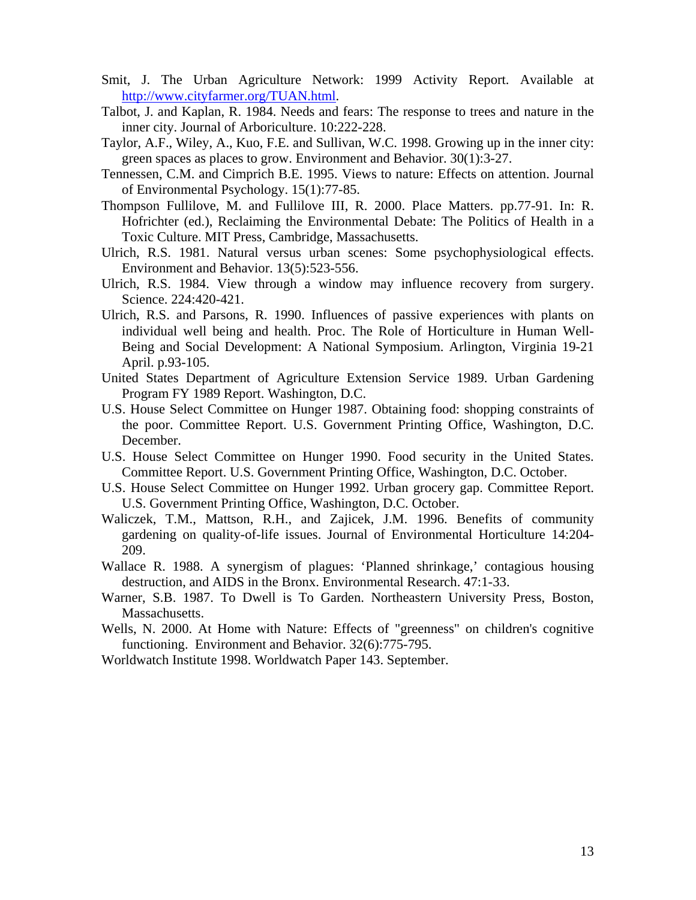Smit, J. The Urban Agriculture Network: 1999 Activity Report. Available at http://www.cityfarmer.org/TUAN.html.

Talbot, J. and Kaplan, R. 1984. Needs and fears: The response to trees and nature in the inner city. Journal of Arboriculture. 10:222-228.

Taylor, A.F., Wiley, A., Kuo, F.E. and Sullivan, W.C. 1998. Growing up in the inner city: green spaces as places to grow. Environment and Behavior. 30(1):3-27.

Tennessen, C.M. and Cimprich B.E. 1995. Views to nature: Effects on attention. Journal of Environmental Psychology. 15(1):77-85.

Thompson Fullilove, M. and Fullilove III, R. 2000. Place Matters. pp.77-91. In: R. Hofrichter (ed.), Reclaiming the Environmental Debate: The Politics of Health in a Toxic Culture. MIT Press, Cambridge, Massachusetts.

Ulrich, R.S. 1981. Natural versus urban scenes: Some psychophysiological effects. Environment and Behavior. 13(5):523-556.

Ulrich, R.S. 1984. View through a window may influence recovery from surgery. Science. 224:420-421.

Ulrich, R.S. and Parsons, R. 1990. Influences of passive experiences with plants on individual well being and health. Proc. The Role of Horticulture in Human Well-Being and Social Development: A National Symposium. Arlington, Virginia 19-21 April. p.93-105.

United States Department of Agriculture Extension Service 1989. Urban Gardening Program FY 1989 Report. Washington, D.C.

U.S. House Select Committee on Hunger 1987. Obtaining food: shopping constraints of the poor. Committee Report. U.S. Government Printing Office, Washington, D.C. December.

U.S. House Select Committee on Hunger 1990. Food security in the United States. Committee Report. U.S. Government Printing Office, Washington, D.C. October.

U.S. House Select Committee on Hunger 1992. Urban grocery gap. Committee Report. U.S. Government Printing Office, Washington, D.C. October.

Waliczek, T.M., Mattson, R.H., and Zajicek, J.M. 1996. Benefits of community gardening on quality-of-life issues. Journal of Environmental Horticulture 14:204-209.

Wallace R. 1988. A synergism of plagues: 'Planned shrinkage,' contagious housing destruction, and AIDS in the Bronx. Environmental Research. 47:1-33.

Warner, S.B. 1987. To Dwell is To Garden. Northeastern University Press, Boston, Massachusetts.

Wells, N. 2000. At Home with Nature: Effects of "greenness" on children's cognitive functioning. Environment and Behavior. 32(6):775-795.

Worldwatch Institute 1998. Worldwatch Paper 143. September.